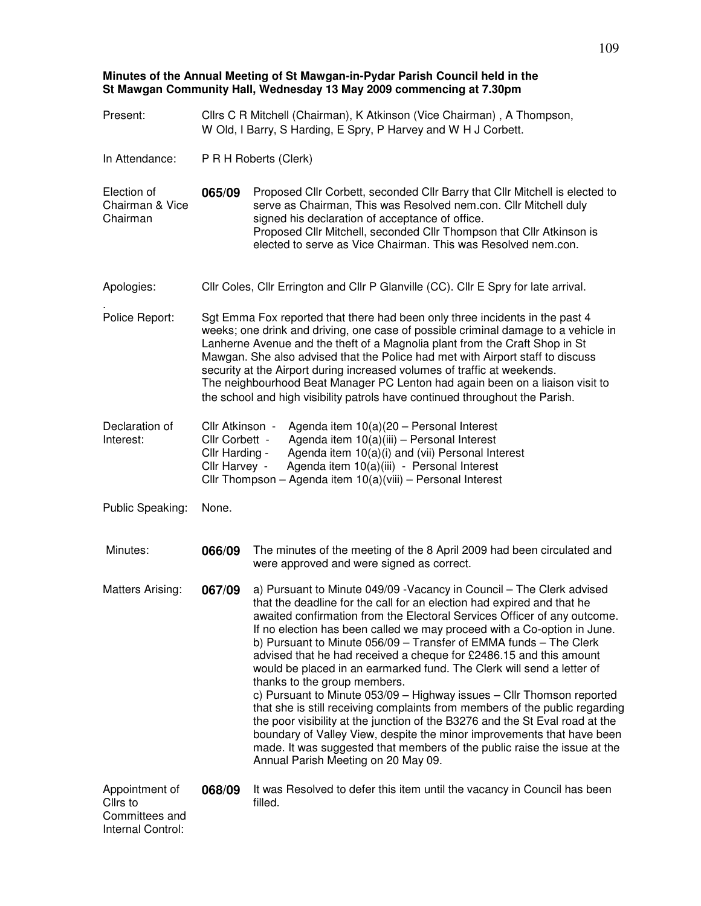**Minutes of the Annual Meeting of St Mawgan-in-Pydar Parish Council held in the St Mawgan Community Hall, Wednesday 13 May 2009 commencing at 7.30pm**

**Present:** Cllrs C R Mitchell (Chairman), K Atkinson (Vice Chairman) , A Thompson, W Old, I Barry, S Harding, E Spry, P Harvey and W H J Corbett.

**In Attendance:** P R H Roberts (Clerk)

**Election of Chairman & Vice Chairman** — **065/09** Proposed Cllr Corbett, seconded Cllr Barry that Cllr Mitchell is elected to serve as Chairman, This was Resolved nem.con. Cllr Mitchell duly signed his declaration of acceptance of office.
Proposed Cllr Mitchell, seconded Cllr Thompson that Cllr Atkinson is elected to serve as Vice Chairman. This was Resolved nem.con.

**Apologies:** Cllr Coles, Cllr Errington and Cllr P Glanville (CC). Cllr E Spry for late arrival.

**Police Report:** Sgt Emma Fox reported that there had been only three incidents in the past 4 weeks; one drink and driving, one case of possible criminal damage to a vehicle in Lanherne Avenue and the theft of a Magnolia plant from the Craft Shop in St Mawgan. She also advised that the Police had met with Airport staff to discuss security at the Airport during increased volumes of traffic at weekends.
The neighbourhood Beat Manager PC Lenton had again been on a liaison visit to the school and high visibility patrols have continued throughout the Parish.

**Declaration of Interest:**
Cllr Atkinson - Agenda item 10(a)(20 – Personal Interest
Cllr Corbett - Agenda item 10(a)(iii) – Personal Interest
Cllr Harding - Agenda item 10(a)(i) and (vii) Personal Interest
Cllr Harvey - Agenda item 10(a)(iii) - Personal Interest
Cllr Thompson – Agenda item 10(a)(viii) – Personal Interest

**Public Speaking:** None.

**Minutes:** — **066/09** The minutes of the meeting of the 8 April 2009 had been circulated and were approved and were signed as correct.

**Matters Arising:** — **067/09** a) Pursuant to Minute 049/09 -Vacancy in Council – The Clerk advised that the deadline for the call for an election had expired and that he awaited confirmation from the Electoral Services Officer of any outcome. If no election has been called we may proceed with a Co-option in June.
b) Pursuant to Minute 056/09 – Transfer of EMMA funds – The Clerk advised that he had received a cheque for £2486.15 and this amount would be placed in an earmarked fund. The Clerk will send a letter of thanks to the group members.
c) Pursuant to Minute 053/09 – Highway issues – Cllr Thomson reported that she is still receiving complaints from members of the public regarding the poor visibility at the junction of the B3276 and the St Eval road at the boundary of Valley View, despite the minor improvements that have been made. It was suggested that members of the public raise the issue at the Annual Parish Meeting on 20 May 09.

**Appointment of Cllrs to Committees and Internal Control:** — **068/09** It was Resolved to defer this item until the vacancy in Council has been filled.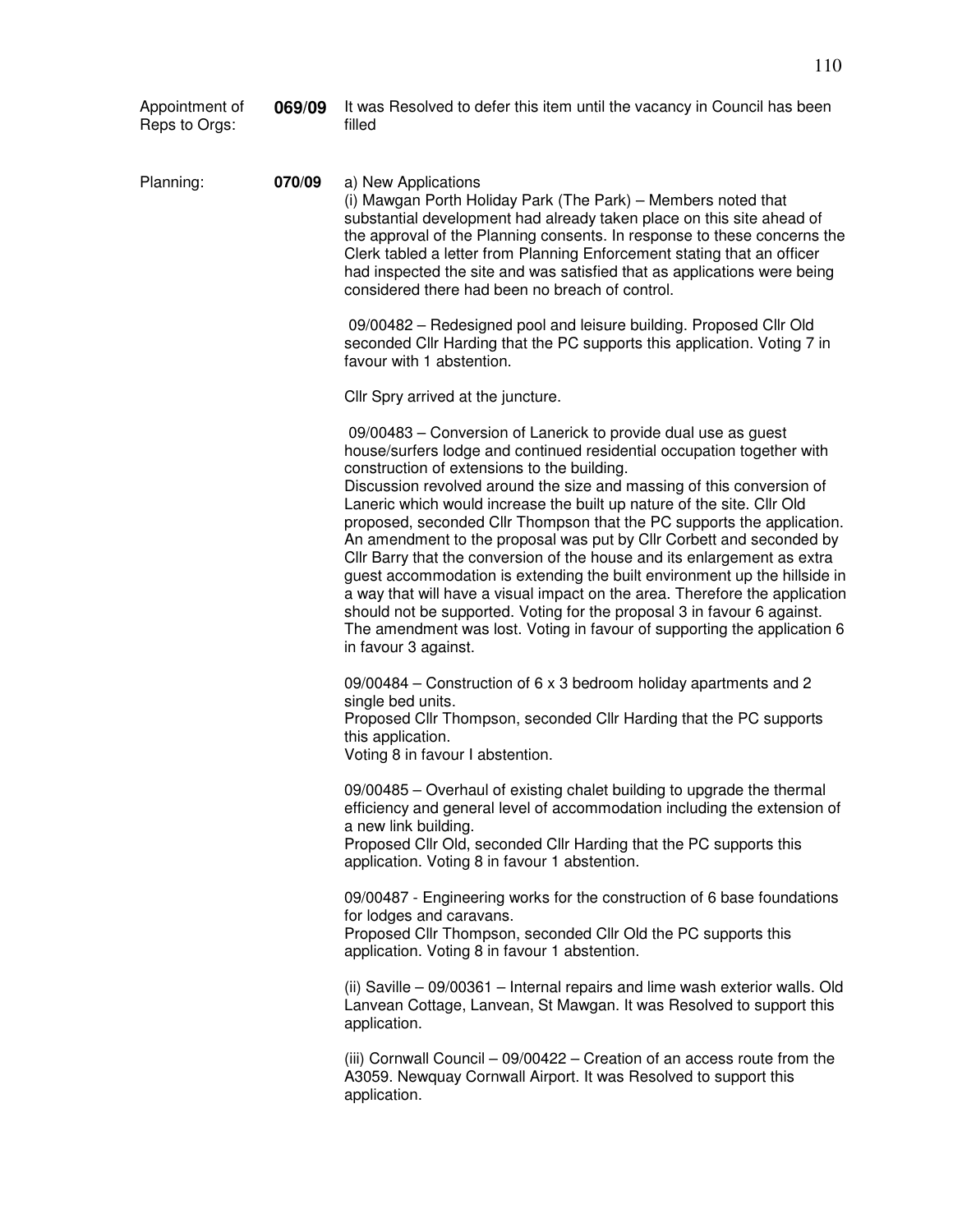**Appointment of Reps to Orgs:** **069/09** It was Resolved to defer this item until the vacancy in Council has been filled

**Planning:** **070/09** a) New Applications

(i) Mawgan Porth Holiday Park (The Park) – Members noted that substantial development had already taken place on this site ahead of the approval of the Planning consents. In response to these concerns the Clerk tabled a letter from Planning Enforcement stating that an officer had inspected the site and was satisfied that as applications were being considered there had been no breach of control.

09/00482 – Redesigned pool and leisure building. Proposed Cllr Old seconded Cllr Harding that the PC supports this application. Voting 7 in favour with 1 abstention.

Cllr Spry arrived at the juncture.

09/00483 – Conversion of Lanerick to provide dual use as guest house/surfers lodge and continued residential occupation together with construction of extensions to the building.
Discussion revolved around the size and massing of this conversion of Laneric which would increase the built up nature of the site. Cllr Old proposed, seconded Cllr Thompson that the PC supports the application. An amendment to the proposal was put by Cllr Corbett and seconded by Cllr Barry that the conversion of the house and its enlargement as extra guest accommodation is extending the built environment up the hillside in a way that will have a visual impact on the area. Therefore the application should not be supported. Voting for the proposal 3 in favour 6 against. The amendment was lost. Voting in favour of supporting the application 6 in favour 3 against.

09/00484 – Construction of 6 x 3 bedroom holiday apartments and 2 single bed units.
Proposed Cllr Thompson, seconded Cllr Harding that the PC supports this application.
Voting 8 in favour I abstention.

09/00485 – Overhaul of existing chalet building to upgrade the thermal efficiency and general level of accommodation including the extension of a new link building.
Proposed Cllr Old, seconded Cllr Harding that the PC supports this application. Voting 8 in favour 1 abstention.

09/00487 - Engineering works for the construction of 6 base foundations for lodges and caravans.
Proposed Cllr Thompson, seconded Cllr Old the PC supports this application. Voting 8 in favour 1 abstention.

(ii) Saville – 09/00361 – Internal repairs and lime wash exterior walls. Old Lanvean Cottage, Lanvean, St Mawgan. It was Resolved to support this application.

(iii) Cornwall Council – 09/00422 – Creation of an access route from the A3059. Newquay Cornwall Airport. It was Resolved to support this application.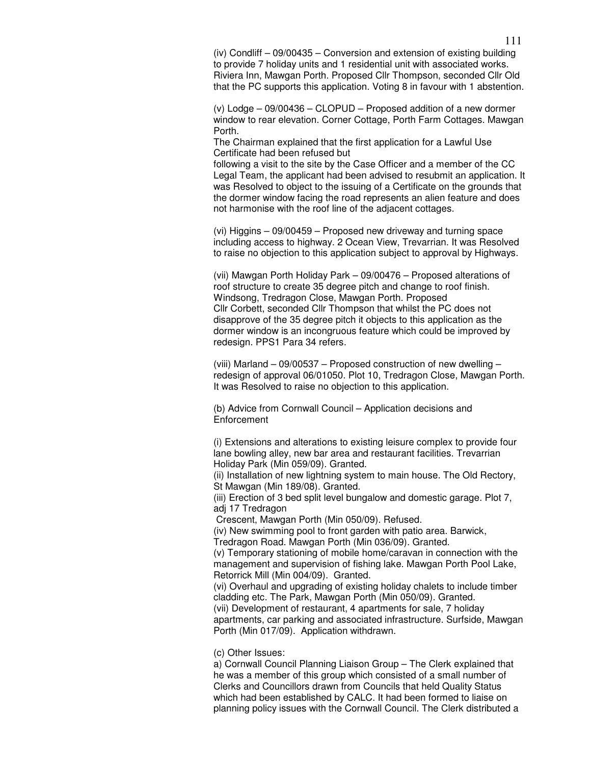(iv) Condliff – 09/00435 – Conversion and extension of existing building to provide 7 holiday units and 1 residential unit with associated works. Riviera Inn, Mawgan Porth. Proposed Cllr Thompson, seconded Cllr Old that the PC supports this application. Voting 8 in favour with 1 abstention.

(v) Lodge – 09/00436 – CLOPUD – Proposed addition of a new dormer window to rear elevation. Corner Cottage, Porth Farm Cottages. Mawgan Porth.
The Chairman explained that the first application for a Lawful Use Certificate had been refused but
following a visit to the site by the Case Officer and a member of the CC Legal Team, the applicant had been advised to resubmit an application. It was Resolved to object to the issuing of a Certificate on the grounds that the dormer window facing the road represents an alien feature and does not harmonise with the roof line of the adjacent cottages.

(vi) Higgins – 09/00459 – Proposed new driveway and turning space including access to highway. 2 Ocean View, Trevarrian. It was Resolved to raise no objection to this application subject to approval by Highways.

(vii) Mawgan Porth Holiday Park – 09/00476 – Proposed alterations of roof structure to create 35 degree pitch and change to roof finish. Windsong, Tredragon Close, Mawgan Porth. Proposed
Cllr Corbett, seconded Cllr Thompson that whilst the PC does not disapprove of the 35 degree pitch it objects to this application as the dormer window is an incongruous feature which could be improved by redesign. PPS1 Para 34 refers.

(viii) Marland – 09/00537 – Proposed construction of new dwelling – redesign of approval 06/01050. Plot 10, Tredragon Close, Mawgan Porth. It was Resolved to raise no objection to this application.

(b) Advice from Cornwall Council – Application decisions and Enforcement

(i) Extensions and alterations to existing leisure complex to provide four lane bowling alley, new bar area and restaurant facilities. Trevarrian Holiday Park (Min 059/09). Granted.
(ii) Installation of new lightning system to main house. The Old Rectory, St Mawgan (Min 189/08). Granted.
(iii) Erection of 3 bed split level bungalow and domestic garage. Plot 7, adj 17 Tredragon
Crescent, Mawgan Porth (Min 050/09). Refused.
(iv) New swimming pool to front garden with patio area. Barwick, Tredragon Road. Mawgan Porth (Min 036/09). Granted.
(v) Temporary stationing of mobile home/caravan in connection with the management and supervision of fishing lake. Mawgan Porth Pool Lake, Retorrick Mill (Min 004/09). Granted.
(vi) Overhaul and upgrading of existing holiday chalets to include timber cladding etc. The Park, Mawgan Porth (Min 050/09). Granted.
(vii) Development of restaurant, 4 apartments for sale, 7 holiday apartments, car parking and associated infrastructure. Surfside, Mawgan Porth (Min 017/09). Application withdrawn.

(c) Other Issues:
a) Cornwall Council Planning Liaison Group – The Clerk explained that he was a member of this group which consisted of a small number of Clerks and Councillors drawn from Councils that held Quality Status which had been established by CALC. It had been formed to liaise on planning policy issues with the Cornwall Council. The Clerk distributed a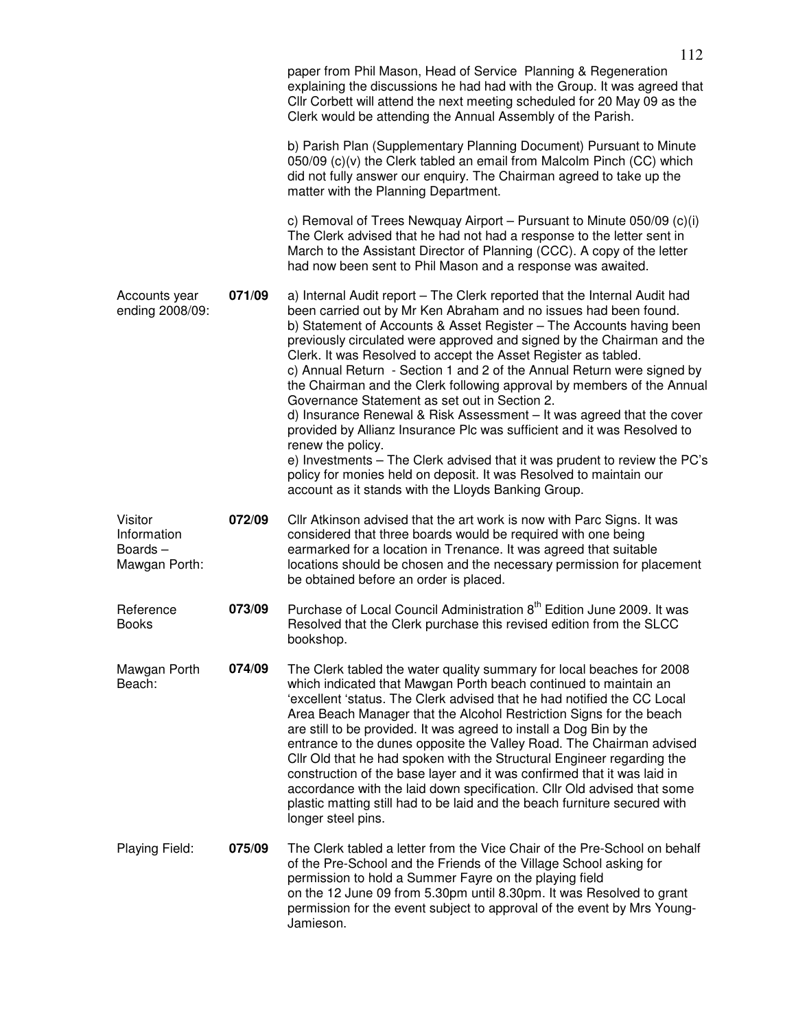paper from Phil Mason, Head of Service Planning & Regeneration explaining the discussions he had had with the Group. It was agreed that Cllr Corbett will attend the next meeting scheduled for 20 May 09 as the Clerk would be attending the Annual Assembly of the Parish.

b) Parish Plan (Supplementary Planning Document) Pursuant to Minute 050/09 (c)(v) the Clerk tabled an email from Malcolm Pinch (CC) which did not fully answer our enquiry. The Chairman agreed to take up the matter with the Planning Department.

c) Removal of Trees Newquay Airport – Pursuant to Minute 050/09 (c)(i) The Clerk advised that he had not had a response to the letter sent in March to the Assistant Director of Planning (CCC). A copy of the letter had now been sent to Phil Mason and a response was awaited.

| | | |
|---|---|---|
| Accounts year ending 2008/09: | **071/09** | a) Internal Audit report – The Clerk reported that the Internal Audit had been carried out by Mr Ken Abraham and no issues had been found.<br>b) Statement of Accounts & Asset Register – The Accounts having been previously circulated were approved and signed by the Chairman and the Clerk. It was Resolved to accept the Asset Register as tabled.<br>c) Annual Return - Section 1 and 2 of the Annual Return were signed by the Chairman and the Clerk following approval by members of the Annual Governance Statement as set out in Section 2.<br>d) Insurance Renewal & Risk Assessment – It was agreed that the cover provided by Allianz Insurance Plc was sufficient and it was Resolved to renew the policy.<br>e) Investments – The Clerk advised that it was prudent to review the PC's policy for monies held on deposit. It was Resolved to maintain our account as it stands with the Lloyds Banking Group. |
| Visitor Information Boards – Mawgan Porth: | **072/09** | Cllr Atkinson advised that the art work is now with Parc Signs. It was considered that three boards would be required with one being earmarked for a location in Trenance. It was agreed that suitable locations should be chosen and the necessary permission for placement be obtained before an order is placed. |
| Reference Books | **073/09** | Purchase of Local Council Administration 8th Edition June 2009. It was Resolved that the Clerk purchase this revised edition from the SLCC bookshop. |
| Mawgan Porth Beach: | **074/09** | The Clerk tabled the water quality summary for local beaches for 2008 which indicated that Mawgan Porth beach continued to maintain an 'excellent 'status. The Clerk advised that he had notified the CC Local Area Beach Manager that the Alcohol Restriction Signs for the beach are still to be provided. It was agreed to install a Dog Bin by the entrance to the dunes opposite the Valley Road. The Chairman advised Cllr Old that he had spoken with the Structural Engineer regarding the construction of the base layer and it was confirmed that it was laid in accordance with the laid down specification. Cllr Old advised that some plastic matting still had to be laid and the beach furniture secured with longer steel pins. |
| Playing Field: | **075/09** | The Clerk tabled a letter from the Vice Chair of the Pre-School on behalf of the Pre-School and the Friends of the Village School asking for permission to hold a Summer Fayre on the playing field on the 12 June 09 from 5.30pm until 8.30pm. It was Resolved to grant permission for the event subject to approval of the event by Mrs Young-Jamieson. |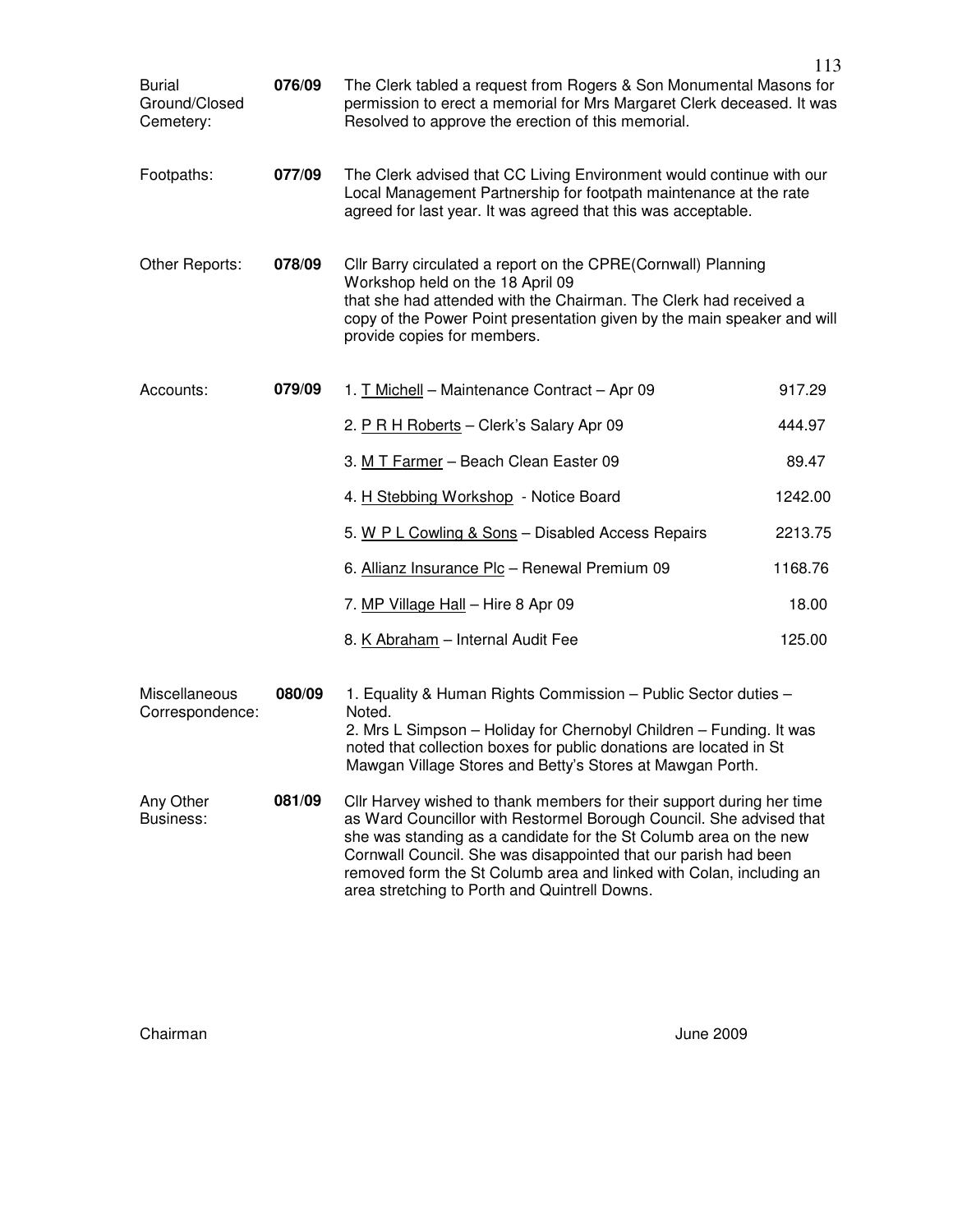| | | |
|---|---|---|
| Burial Ground/Closed Cemetery: | **076/09** | The Clerk tabled a request from Rogers & Son Monumental Masons for permission to erect a memorial for Mrs Margaret Clerk deceased. It was Resolved to approve the erection of this memorial. |
| Footpaths: | **077/09** | The Clerk advised that CC Living Environment would continue with our Local Management Partnership for footpath maintenance at the rate agreed for last year. It was agreed that this was acceptable. |
| Other Reports: | **078/09** | Cllr Barry circulated a report on the CPRE(Cornwall) Planning Workshop held on the 18 April 09 that she had attended with the Chairman. The Clerk had received a copy of the Power Point presentation given by the main speaker and will provide copies for members. |

Accounts: **079/09**

| | |
|---|---|
| 1. T Michell – Maintenance Contract – Apr 09 | 917.29 |
| 2. P R H Roberts – Clerk's Salary Apr 09 | 444.97 |
| 3. M T Farmer – Beach Clean Easter 09 | 89.47 |
| 4. H Stebbing Workshop - Notice Board | 1242.00 |
| 5. W P L Cowling & Sons – Disabled Access Repairs | 2213.75 |
| 6. Allianz Insurance Plc – Renewal Premium 09 | 1168.76 |
| 7. MP Village Hall – Hire 8 Apr 09 | 18.00 |
| 8. K Abraham – Internal Audit Fee | 125.00 |

| | | |
|---|---|---|
| Miscellaneous Correspondence: | **080/09** | 1. Equality & Human Rights Commission – Public Sector duties – Noted.<br>2. Mrs L Simpson – Holiday for Chernobyl Children – Funding. It was noted that collection boxes for public donations are located in St Mawgan Village Stores and Betty's Stores at Mawgan Porth. |
| Any Other Business: | **081/09** | Cllr Harvey wished to thank members for their support during her time as Ward Councillor with Restormel Borough Council. She advised that she was standing as a candidate for the St Columb area on the new Cornwall Council. She was disappointed that our parish had been removed form the St Columb area and linked with Colan, including an area stretching to Porth and Quintrell Downs. |

Chairman June 2009